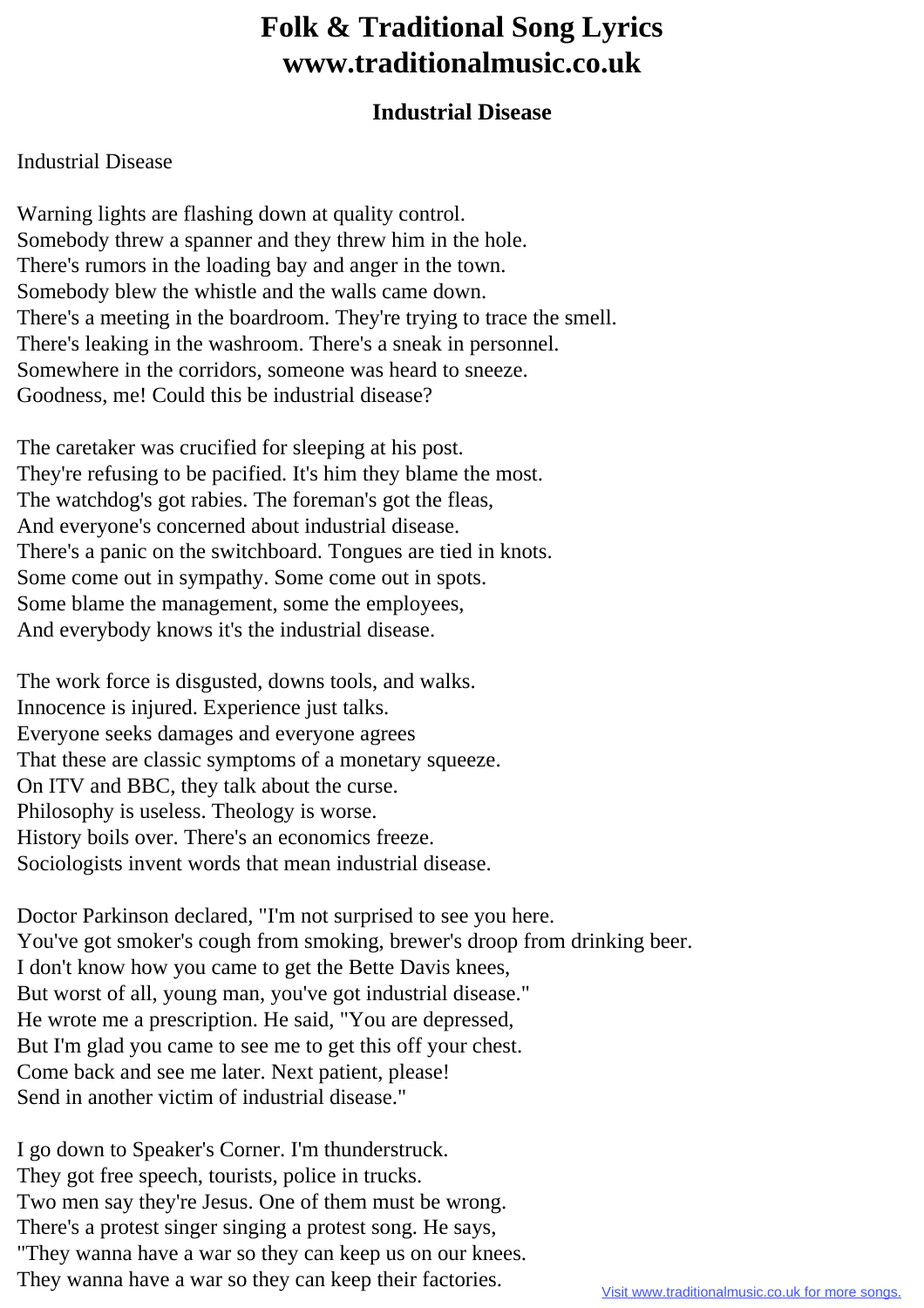# Folk & Traditional Song Lyrics
# www.traditionalmusic.co.uk

### Industrial Disease

Industrial Disease

Warning lights are flashing down at quality control.
Somebody threw a spanner and they threw him in the hole.
There's rumors in the loading bay and anger in the town.
Somebody blew the whistle and the walls came down.
There's a meeting in the boardroom. They're trying to trace the smell.
There's leaking in the washroom. There's a sneak in personnel.
Somewhere in the corridors, someone was heard to sneeze.
Goodness, me! Could this be industrial disease?

The caretaker was crucified for sleeping at his post.
They're refusing to be pacified. It's him they blame the most.
The watchdog's got rabies. The foreman's got the fleas,
And everyone's concerned about industrial disease.
There's a panic on the switchboard. Tongues are tied in knots.
Some come out in sympathy. Some come out in spots.
Some blame the management, some the employees,
And everybody knows it's the industrial disease.

The work force is disgusted, downs tools, and walks.
Innocence is injured. Experience just talks.
Everyone seeks damages and everyone agrees
That these are classic symptoms of a monetary squeeze.
On ITV and BBC, they talk about the curse.
Philosophy is useless. Theology is worse.
History boils over. There's an economics freeze.
Sociologists invent words that mean industrial disease.

Doctor Parkinson declared, "I'm not surprised to see you here.
You've got smoker's cough from smoking, brewer's droop from drinking beer.
I don't know how you came to get the Bette Davis knees,
But worst of all, young man, you've got industrial disease."
He wrote me a prescription. He said, "You are depressed,
But I'm glad you came to see me to get this off your chest.
Come back and see me later. Next patient, please!
Send in another victim of industrial disease."

I go down to Speaker's Corner. I'm thunderstruck.
They got free speech, tourists, police in trucks.
Two men say they're Jesus. One of them must be wrong.
There's a protest singer singing a protest song. He says,
"They wanna have a war so they can keep us on our knees.
They wanna have a war so they can keep their factories.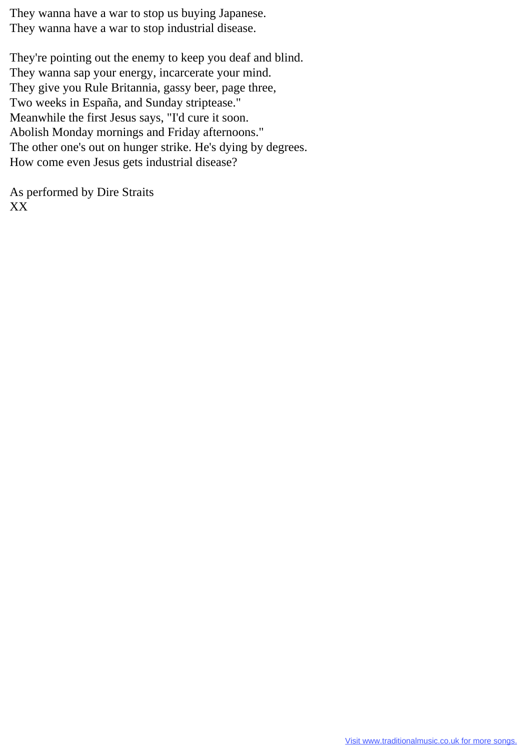They wanna have a war to stop us buying Japanese.
They wanna have a war to stop industrial disease.

They're pointing out the enemy to keep you deaf and blind.
They wanna sap your energy, incarcerate your mind.
They give you Rule Britannia, gassy beer, page three,
Two weeks in España, and Sunday striptease."
Meanwhile the first Jesus says, "I'd cure it soon.
Abolish Monday mornings and Friday afternoons."
The other one's out on hunger strike. He's dying by degrees.
How come even Jesus gets industrial disease?

As performed by Dire Straits
XX